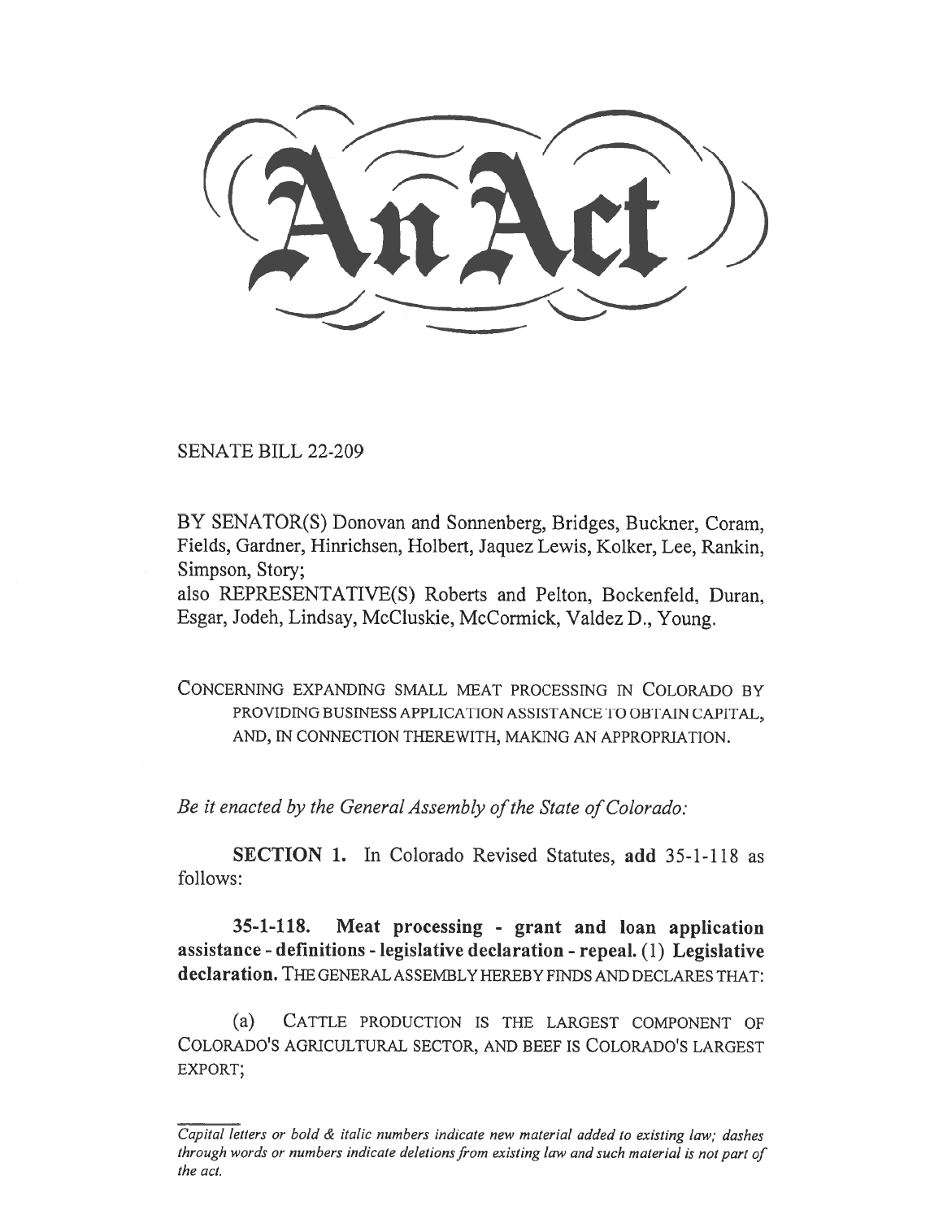# An Act

SENATE BILL 22-209

BY SENATOR(S) Donovan and Sonnenberg, Bridges, Buckner, Coram, Fields, Gardner, Hinrichsen, Holbert, Jaquez Lewis, Kolker, Lee, Rankin, Simpson, Story;
also REPRESENTATIVE(S) Roberts and Pelton, Bockenfeld, Duran, Esgar, Jodeh, Lindsay, McCluskie, McCormick, Valdez D., Young.

CONCERNING EXPANDING SMALL MEAT PROCESSING IN COLORADO BY PROVIDING BUSINESS APPLICATION ASSISTANCE TO OBTAIN CAPITAL, AND, IN CONNECTION THEREWITH, MAKING AN APPROPRIATION.

*Be it enacted by the General Assembly of the State of Colorado:*

**SECTION 1.** In Colorado Revised Statutes, **add** 35-1-118 as follows:

**35-1-118. Meat processing - grant and loan application assistance - definitions - legislative declaration - repeal.** (1) **Legislative declaration.** THE GENERAL ASSEMBLY HEREBY FINDS AND DECLARES THAT:

(a) CATTLE PRODUCTION IS THE LARGEST COMPONENT OF COLORADO'S AGRICULTURAL SECTOR, AND BEEF IS COLORADO'S LARGEST EXPORT;

*Capital letters or bold & italic numbers indicate new material added to existing law; dashes through words or numbers indicate deletions from existing law and such material is not part of the act.*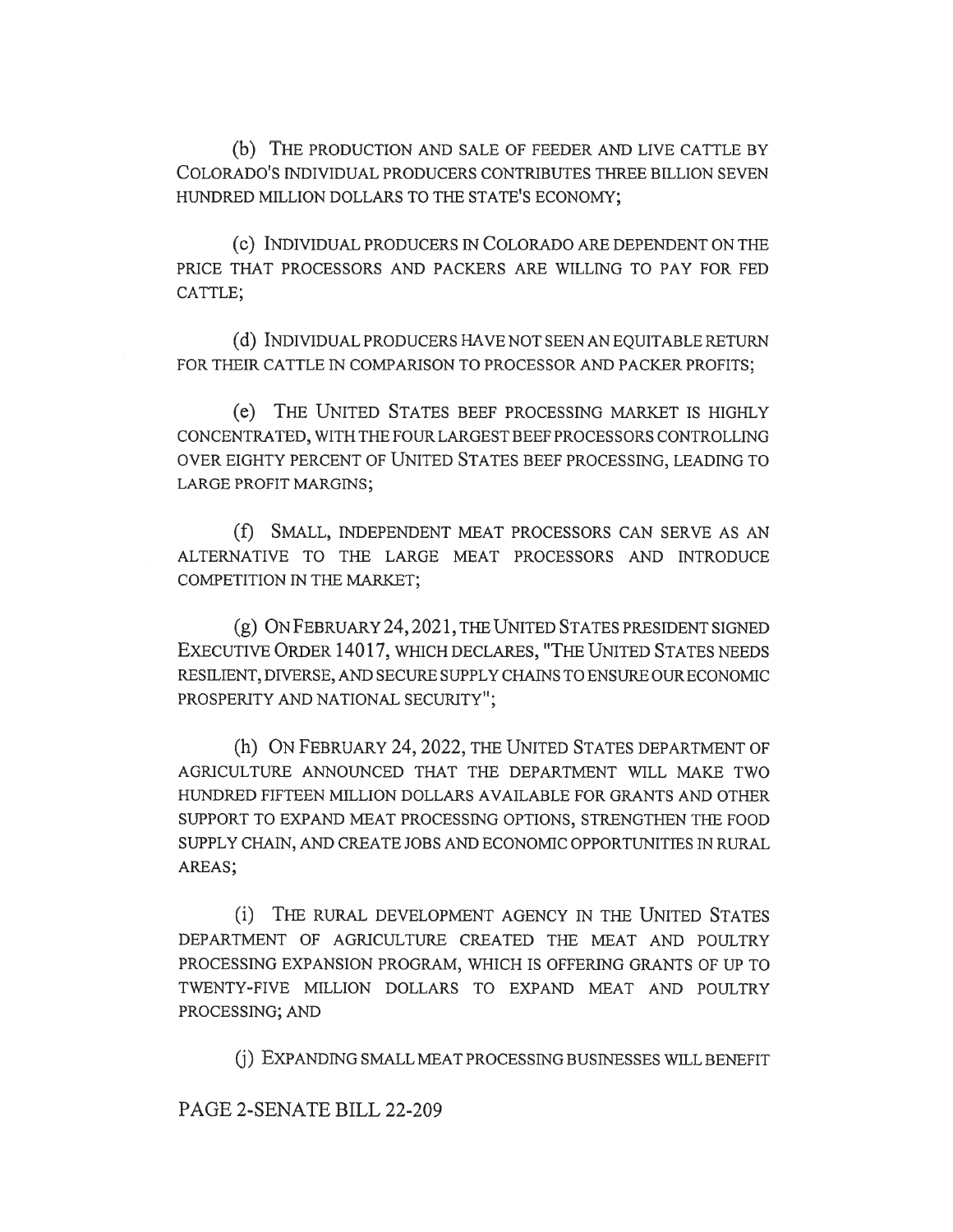(b) THE PRODUCTION AND SALE OF FEEDER AND LIVE CATTLE BY COLORADO'S INDIVIDUAL PRODUCERS CONTRIBUTES THREE BILLION SEVEN HUNDRED MILLION DOLLARS TO THE STATE'S ECONOMY;

(c) INDIVIDUAL PRODUCERS IN COLORADO ARE DEPENDENT ON THE PRICE THAT PROCESSORS AND PACKERS ARE WILLING TO PAY FOR FED CATTLE;

(d) INDIVIDUAL PRODUCERS HAVE NOT SEEN AN EQUITABLE RETURN FOR THEIR CATTLE IN COMPARISON TO PROCESSOR AND PACKER PROFITS;

(e) THE UNITED STATES BEEF PROCESSING MARKET IS HIGHLY CONCENTRATED, WITH THE FOUR LARGEST BEEF PROCESSORS CONTROLLING OVER EIGHTY PERCENT OF UNITED STATES BEEF PROCESSING, LEADING TO LARGE PROFIT MARGINS;

(f) SMALL, INDEPENDENT MEAT PROCESSORS CAN SERVE AS AN ALTERNATIVE TO THE LARGE MEAT PROCESSORS AND INTRODUCE COMPETITION IN THE MARKET;

(g) ON FEBRUARY 24, 2021, THE UNITED STATES PRESIDENT SIGNED EXECUTIVE ORDER 14017, WHICH DECLARES, "THE UNITED STATES NEEDS RESILIENT, DIVERSE, AND SECURE SUPPLY CHAINS TO ENSURE OUR ECONOMIC PROSPERITY AND NATIONAL SECURITY";

(h) ON FEBRUARY 24, 2022, THE UNITED STATES DEPARTMENT OF AGRICULTURE ANNOUNCED THAT THE DEPARTMENT WILL MAKE TWO HUNDRED FIFTEEN MILLION DOLLARS AVAILABLE FOR GRANTS AND OTHER SUPPORT TO EXPAND MEAT PROCESSING OPTIONS, STRENGTHEN THE FOOD SUPPLY CHAIN, AND CREATE JOBS AND ECONOMIC OPPORTUNITIES IN RURAL AREAS;

(i) THE RURAL DEVELOPMENT AGENCY IN THE UNITED STATES DEPARTMENT OF AGRICULTURE CREATED THE MEAT AND POULTRY PROCESSING EXPANSION PROGRAM, WHICH IS OFFERING GRANTS OF UP TO TWENTY-FIVE MILLION DOLLARS TO EXPAND MEAT AND POULTRY PROCESSING; AND

(j) EXPANDING SMALL MEAT PROCESSING BUSINESSES WILL BENEFIT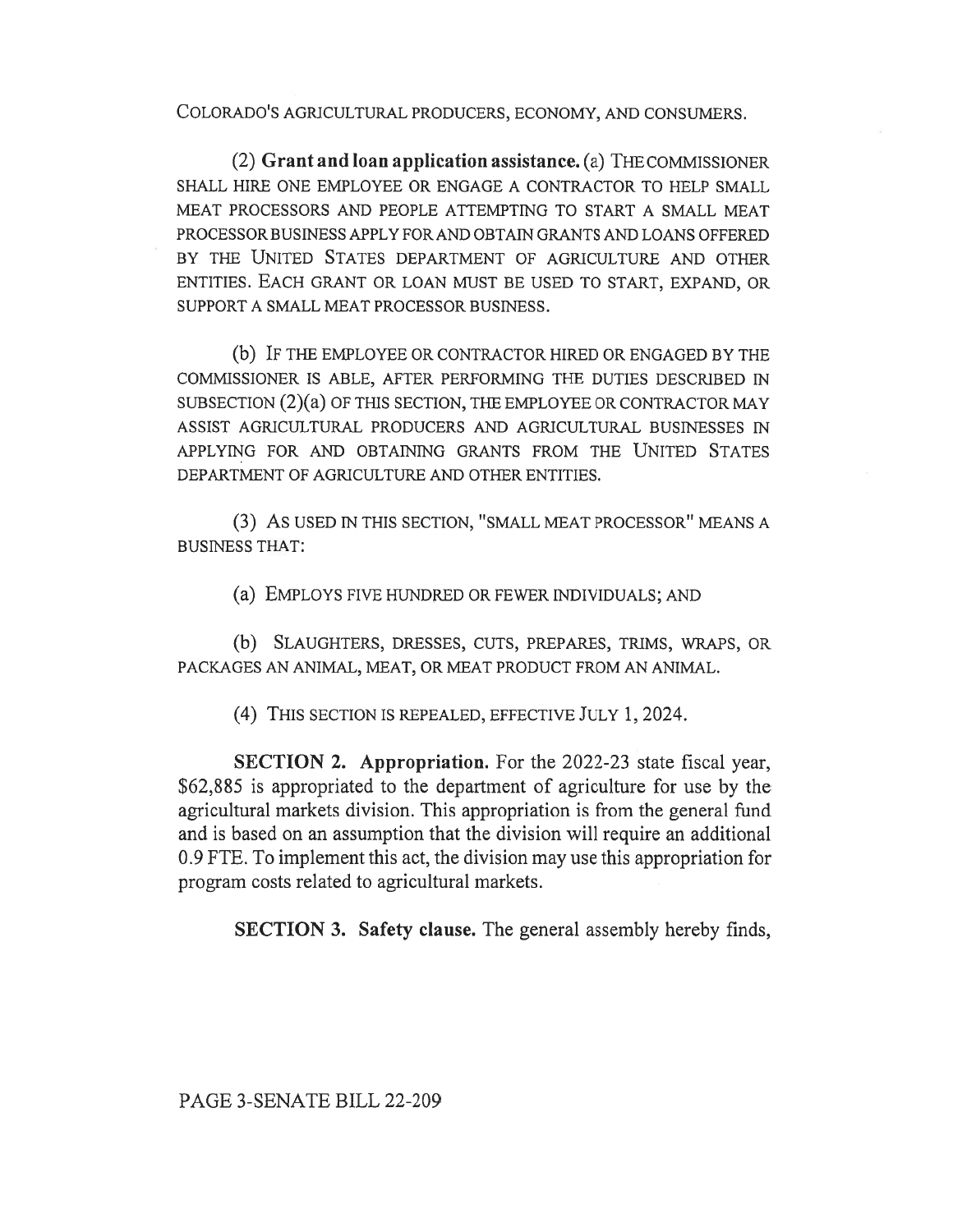COLORADO'S AGRICULTURAL PRODUCERS, ECONOMY, AND CONSUMERS.

(2) **Grant and loan application assistance.** (a) THE COMMISSIONER SHALL HIRE ONE EMPLOYEE OR ENGAGE A CONTRACTOR TO HELP SMALL MEAT PROCESSORS AND PEOPLE ATTEMPTING TO START A SMALL MEAT PROCESSOR BUSINESS APPLY FOR AND OBTAIN GRANTS AND LOANS OFFERED BY THE UNITED STATES DEPARTMENT OF AGRICULTURE AND OTHER ENTITIES. EACH GRANT OR LOAN MUST BE USED TO START, EXPAND, OR SUPPORT A SMALL MEAT PROCESSOR BUSINESS.

(b) IF THE EMPLOYEE OR CONTRACTOR HIRED OR ENGAGED BY THE COMMISSIONER IS ABLE, AFTER PERFORMING THE DUTIES DESCRIBED IN SUBSECTION (2)(a) OF THIS SECTION, THE EMPLOYEE OR CONTRACTOR MAY ASSIST AGRICULTURAL PRODUCERS AND AGRICULTURAL BUSINESSES IN APPLYING FOR AND OBTAINING GRANTS FROM THE UNITED STATES DEPARTMENT OF AGRICULTURE AND OTHER ENTITIES.

(3) AS USED IN THIS SECTION, "SMALL MEAT PROCESSOR" MEANS A BUSINESS THAT:

(a) EMPLOYS FIVE HUNDRED OR FEWER INDIVIDUALS; AND

(b) SLAUGHTERS, DRESSES, CUTS, PREPARES, TRIMS, WRAPS, OR PACKAGES AN ANIMAL, MEAT, OR MEAT PRODUCT FROM AN ANIMAL.

(4) THIS SECTION IS REPEALED, EFFECTIVE JULY 1, 2024.

**SECTION 2. Appropriation.** For the 2022-23 state fiscal year, $62,885 is appropriated to the department of agriculture for use by the agricultural markets division. This appropriation is from the general fund and is based on an assumption that the division will require an additional 0.9 FTE. To implement this act, the division may use this appropriation for program costs related to agricultural markets.

**SECTION 3. Safety clause.** The general assembly hereby finds,

PAGE 3-SENATE BILL 22-209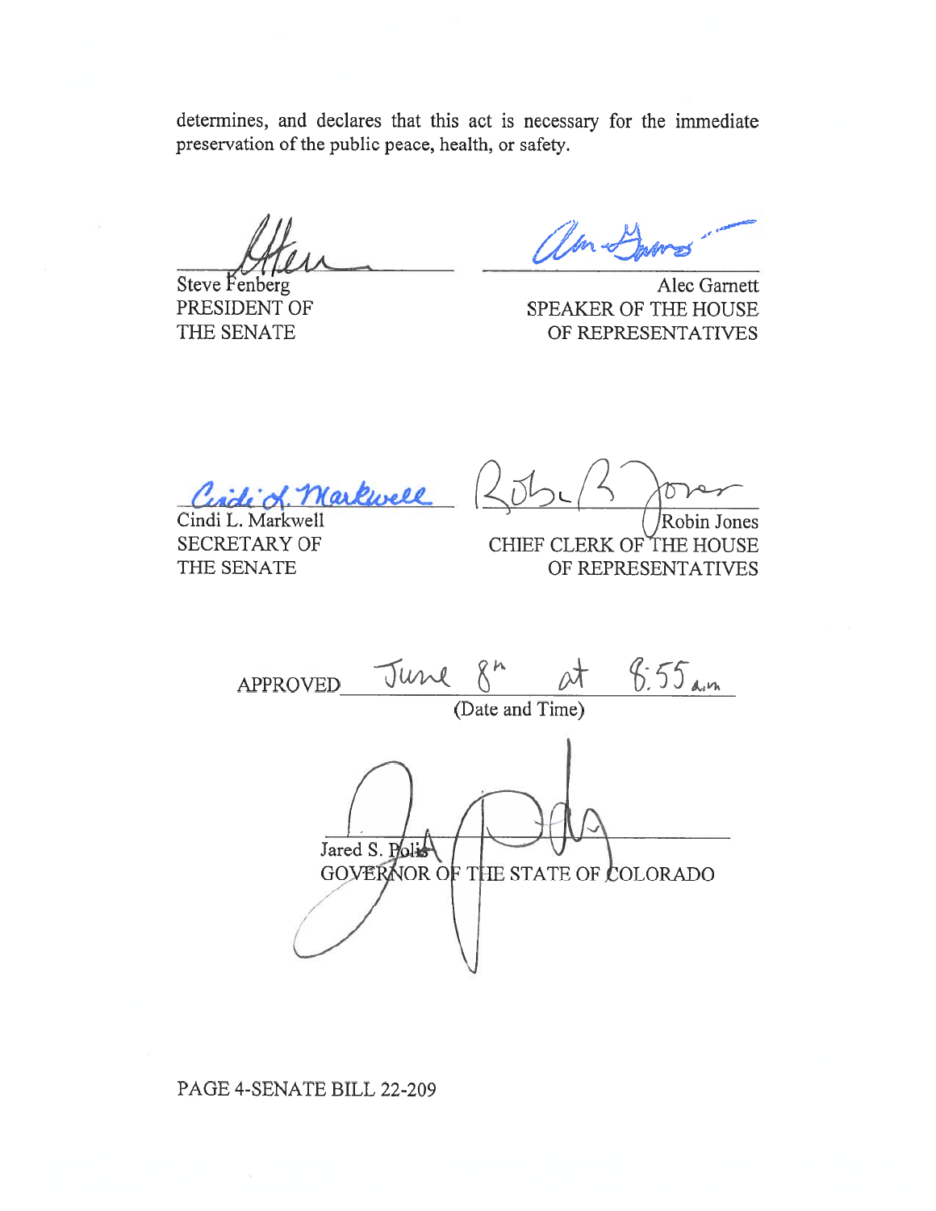determines, and declares that this act is necessary for the immediate preservation of the public peace, health, or safety.

Steve Fenberg
PRESIDENT OF
THE SENATE

Alec Garnett
SPEAKER OF THE HOUSE
OF REPRESENTATIVES

Cindi L. Markwell
SECRETARY OF
THE SENATE

Robin Jones
CHIEF CLERK OF THE HOUSE
OF REPRESENTATIVES

APPROVED June 8th at 8:55 a.m.
(Date and Time)

Jared S. Polis
GOVERNOR OF THE STATE OF COLORADO

PAGE 4-SENATE BILL 22-209